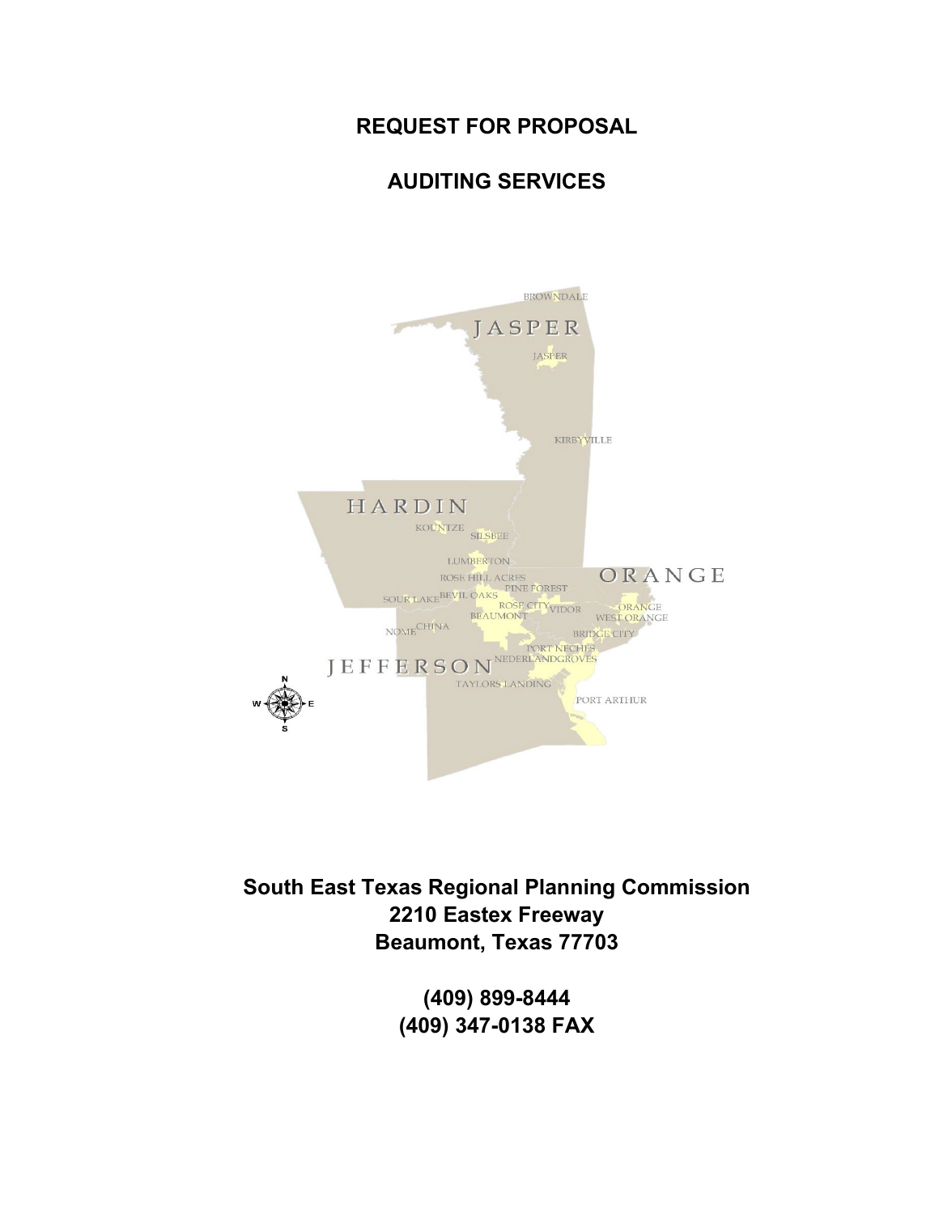# REQUEST FOR PROPOSAL

# AUDITING SERVICES

**South East Texas Regional Planning Commission**
**2210 Eastex Freeway**
**Beaumont, Texas 77703**

**(409) 899-8444**
**(409) 347-0138 FAX**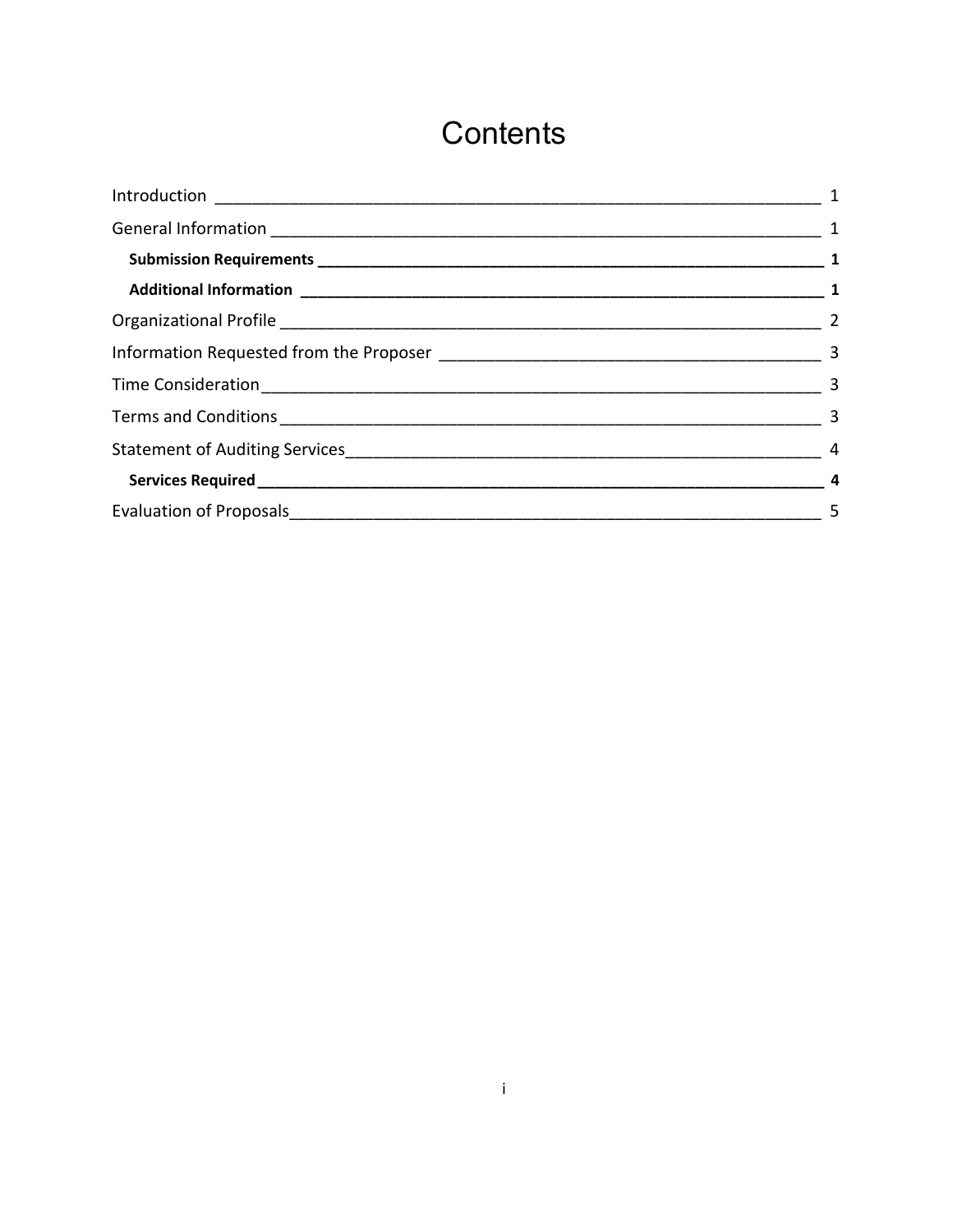# Contents

Introduction ____________________________________________ 1

General Information ______________________________________ 1

**Submission Requirements** ________________________________ **1**

**Additional Information** ___________________________________ **1**

Organizational Profile _____________________________________ 2

Information Requested from the Proposer ______________________ 3

Time Consideration _______________________________________ 3

Terms and Conditions _____________________________________ 3

Statement of Auditing Services ______________________________ 4

**Services Required** _______________________________________ **4**

Evaluation of Proposals ____________________________________ 5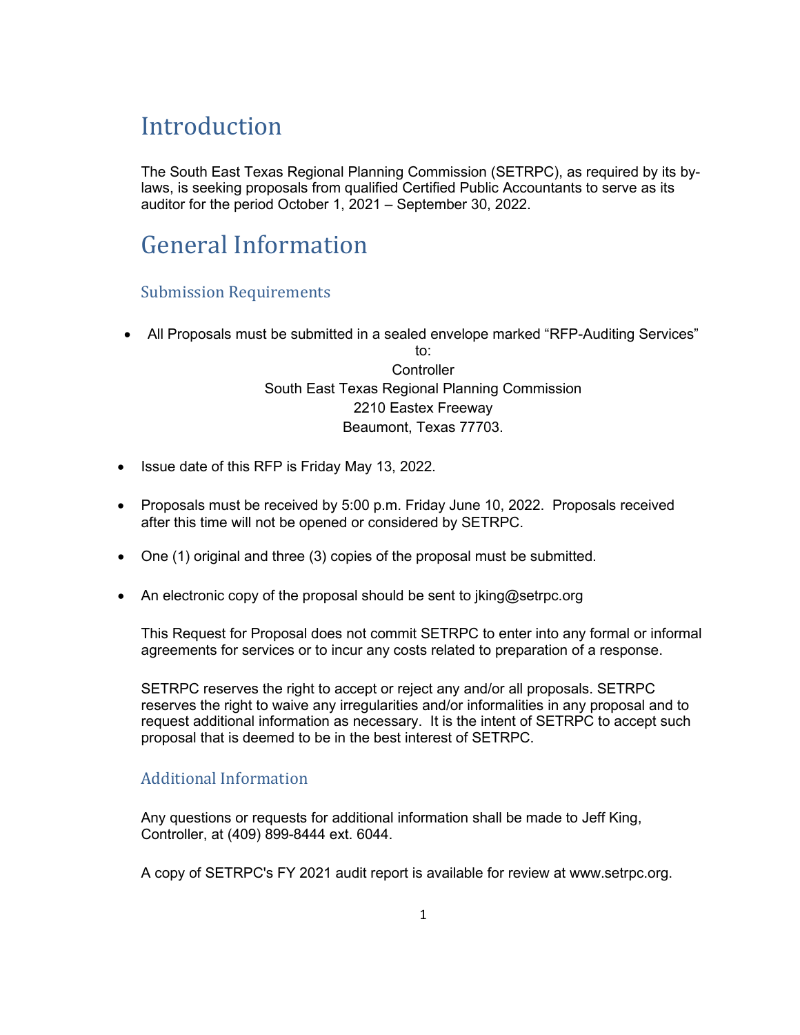# Introduction

The South East Texas Regional Planning Commission (SETRPC), as required by its by-laws, is seeking proposals from qualified Certified Public Accountants to serve as its auditor for the period October 1, 2021 – September 30, 2022.

# General Information

## Submission Requirements

- All Proposals must be submitted in a sealed envelope marked "RFP-Auditing Services" to:

  Controller
  South East Texas Regional Planning Commission
  2210 Eastex Freeway
  Beaumont, Texas 77703.

- Issue date of this RFP is Friday May 13, 2022.

- Proposals must be received by 5:00 p.m. Friday June 10, 2022. Proposals received after this time will not be opened or considered by SETRPC.

- One (1) original and three (3) copies of the proposal must be submitted.

- An electronic copy of the proposal should be sent to jking@setrpc.org

This Request for Proposal does not commit SETRPC to enter into any formal or informal agreements for services or to incur any costs related to preparation of a response.

SETRPC reserves the right to accept or reject any and/or all proposals. SETRPC reserves the right to waive any irregularities and/or informalities in any proposal and to request additional information as necessary. It is the intent of SETRPC to accept such proposal that is deemed to be in the best interest of SETRPC.

## Additional Information

Any questions or requests for additional information shall be made to Jeff King, Controller, at (409) 899-8444 ext. 6044.

A copy of SETRPC's FY 2021 audit report is available for review at www.setrpc.org.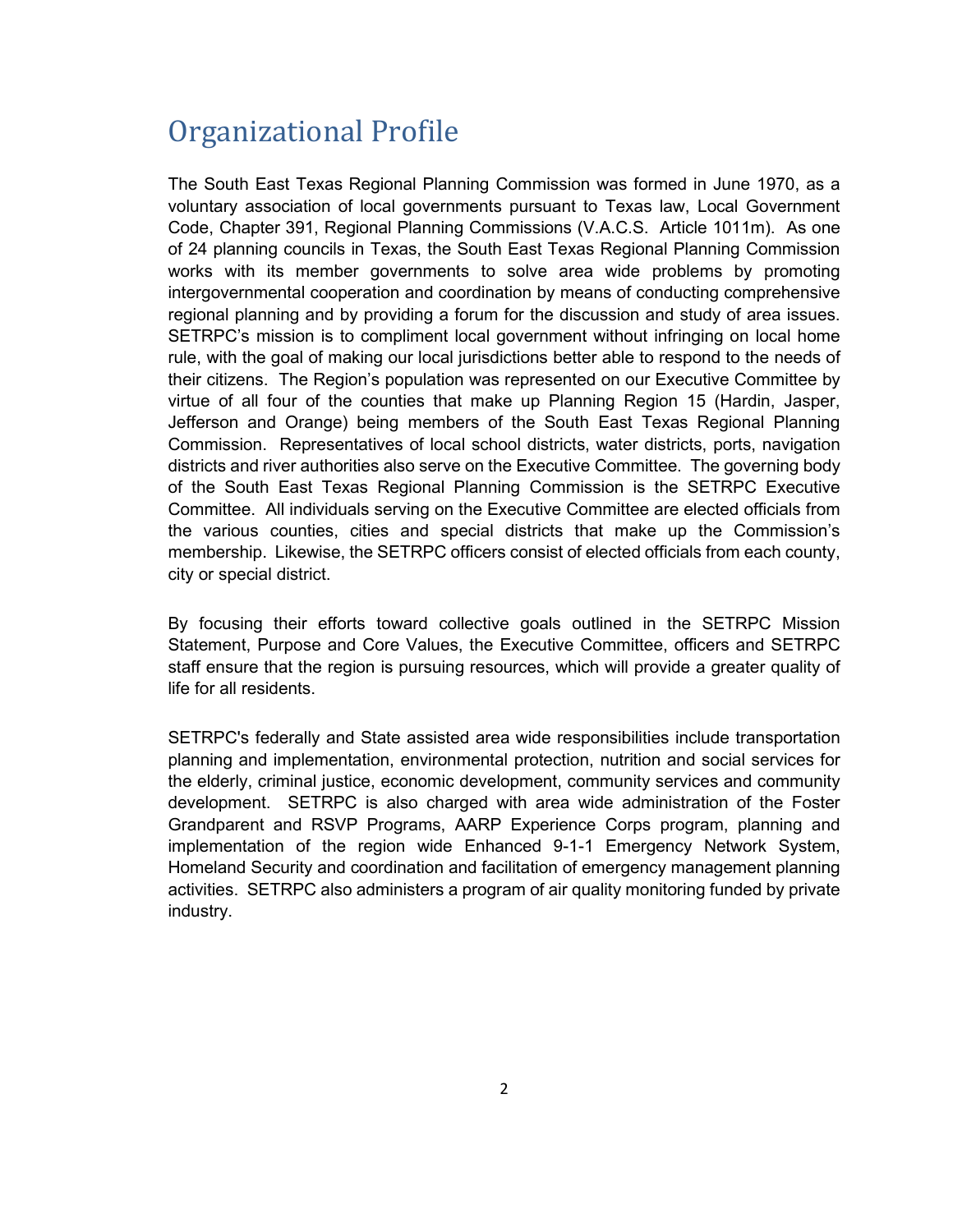# Organizational Profile

The South East Texas Regional Planning Commission was formed in June 1970, as a voluntary association of local governments pursuant to Texas law, Local Government Code, Chapter 391, Regional Planning Commissions (V.A.C.S. Article 1011m). As one of 24 planning councils in Texas, the South East Texas Regional Planning Commission works with its member governments to solve area wide problems by promoting intergovernmental cooperation and coordination by means of conducting comprehensive regional planning and by providing a forum for the discussion and study of area issues. SETRPC's mission is to compliment local government without infringing on local home rule, with the goal of making our local jurisdictions better able to respond to the needs of their citizens. The Region's population was represented on our Executive Committee by virtue of all four of the counties that make up Planning Region 15 (Hardin, Jasper, Jefferson and Orange) being members of the South East Texas Regional Planning Commission. Representatives of local school districts, water districts, ports, navigation districts and river authorities also serve on the Executive Committee. The governing body of the South East Texas Regional Planning Commission is the SETRPC Executive Committee. All individuals serving on the Executive Committee are elected officials from the various counties, cities and special districts that make up the Commission's membership. Likewise, the SETRPC officers consist of elected officials from each county, city or special district.

By focusing their efforts toward collective goals outlined in the SETRPC Mission Statement, Purpose and Core Values, the Executive Committee, officers and SETRPC staff ensure that the region is pursuing resources, which will provide a greater quality of life for all residents.

SETRPC's federally and State assisted area wide responsibilities include transportation planning and implementation, environmental protection, nutrition and social services for the elderly, criminal justice, economic development, community services and community development. SETRPC is also charged with area wide administration of the Foster Grandparent and RSVP Programs, AARP Experience Corps program, planning and implementation of the region wide Enhanced 9-1-1 Emergency Network System, Homeland Security and coordination and facilitation of emergency management planning activities. SETRPC also administers a program of air quality monitoring funded by private industry.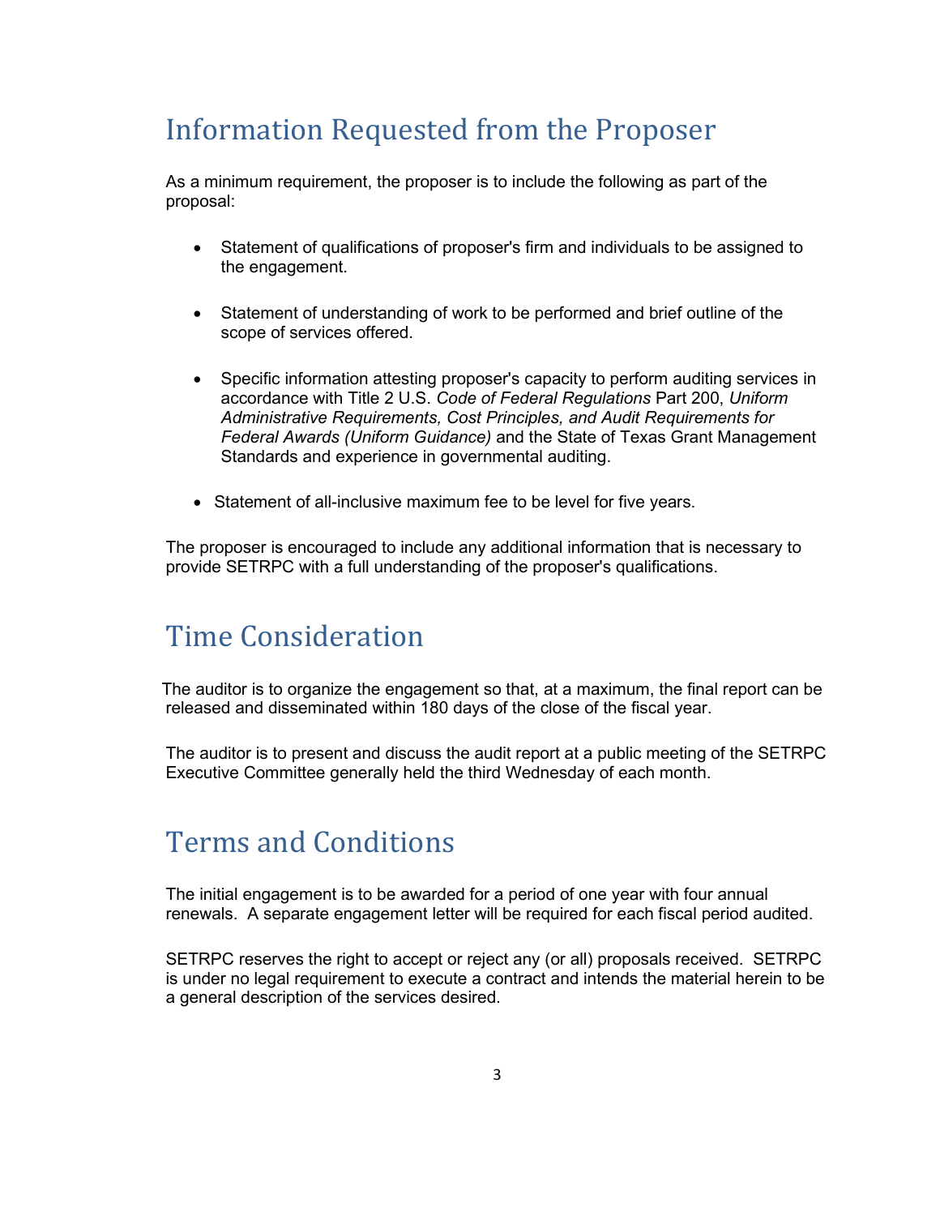## Information Requested from the Proposer

As a minimum requirement, the proposer is to include the following as part of the proposal:

- Statement of qualifications of proposer's firm and individuals to be assigned to the engagement.
- Statement of understanding of work to be performed and brief outline of the scope of services offered.
- Specific information attesting proposer's capacity to perform auditing services in accordance with Title 2 U.S. *Code of Federal Regulations* Part 200, *Uniform Administrative Requirements, Cost Principles, and Audit Requirements for Federal Awards (Uniform Guidance)* and the State of Texas Grant Management Standards and experience in governmental auditing.
- Statement of all-inclusive maximum fee to be level for five years.

The proposer is encouraged to include any additional information that is necessary to provide SETRPC with a full understanding of the proposer's qualifications.

## Time Consideration

The auditor is to organize the engagement so that, at a maximum, the final report can be released and disseminated within 180 days of the close of the fiscal year.

The auditor is to present and discuss the audit report at a public meeting of the SETRPC Executive Committee generally held the third Wednesday of each month.

## Terms and Conditions

The initial engagement is to be awarded for a period of one year with four annual renewals. A separate engagement letter will be required for each fiscal period audited.

SETRPC reserves the right to accept or reject any (or all) proposals received. SETRPC is under no legal requirement to execute a contract and intends the material herein to be a general description of the services desired.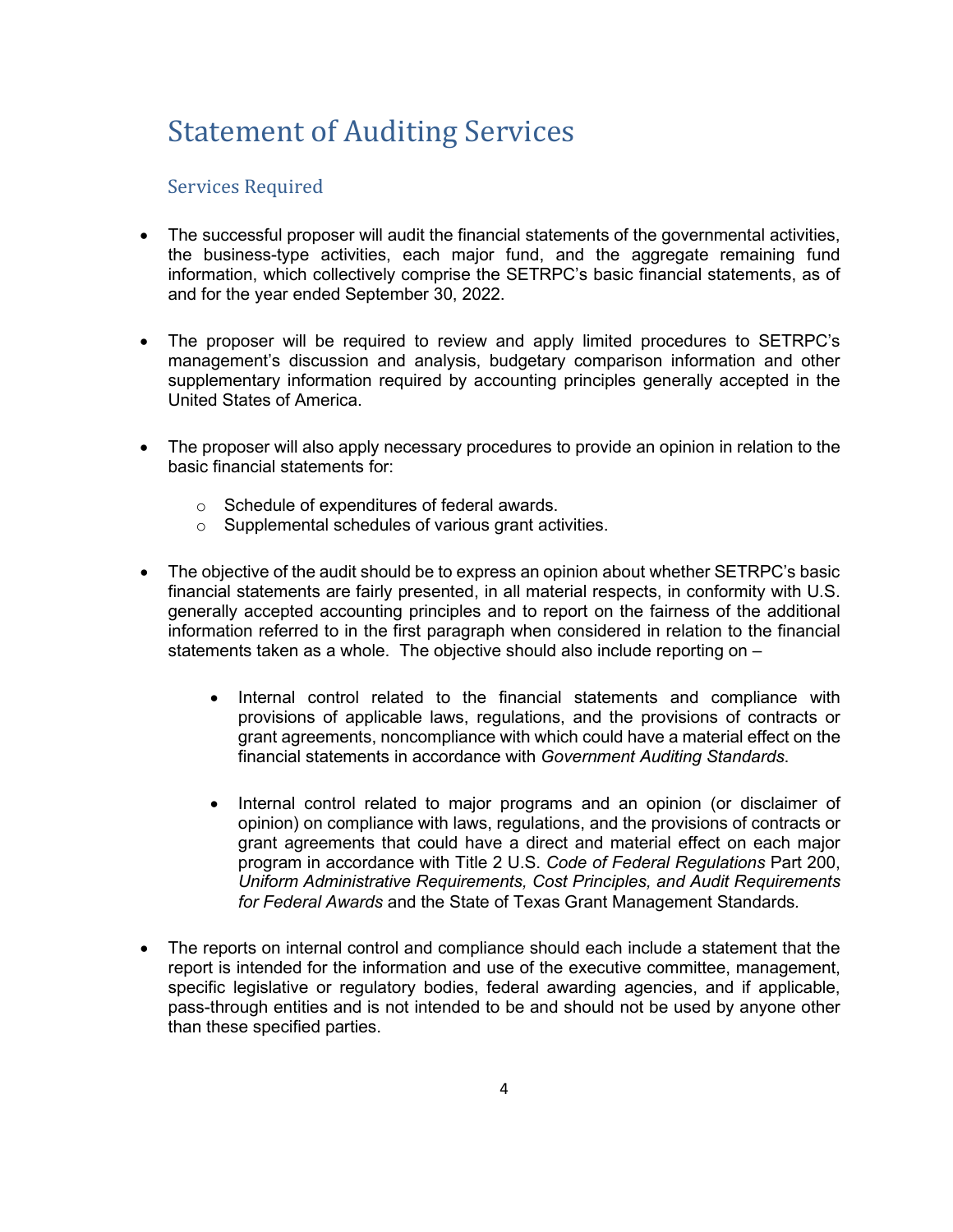# Statement of Auditing Services

## Services Required

- The successful proposer will audit the financial statements of the governmental activities, the business-type activities, each major fund, and the aggregate remaining fund information, which collectively comprise the SETRPC's basic financial statements, as of and for the year ended September 30, 2022.

- The proposer will be required to review and apply limited procedures to SETRPC's management's discussion and analysis, budgetary comparison information and other supplementary information required by accounting principles generally accepted in the United States of America.

- The proposer will also apply necessary procedures to provide an opinion in relation to the basic financial statements for:
  - Schedule of expenditures of federal awards.
  - Supplemental schedules of various grant activities.

- The objective of the audit should be to express an opinion about whether SETRPC's basic financial statements are fairly presented, in all material respects, in conformity with U.S. generally accepted accounting principles and to report on the fairness of the additional information referred to in the first paragraph when considered in relation to the financial statements taken as a whole. The objective should also include reporting on –
  - Internal control related to the financial statements and compliance with provisions of applicable laws, regulations, and the provisions of contracts or grant agreements, noncompliance with which could have a material effect on the financial statements in accordance with *Government Auditing Standards*.
  - Internal control related to major programs and an opinion (or disclaimer of opinion) on compliance with laws, regulations, and the provisions of contracts or grant agreements that could have a direct and material effect on each major program in accordance with Title 2 U.S. *Code of Federal Regulations* Part 200, *Uniform Administrative Requirements, Cost Principles, and Audit Requirements for Federal Awards* and the State of Texas Grant Management Standards.

- The reports on internal control and compliance should each include a statement that the report is intended for the information and use of the executive committee, management, specific legislative or regulatory bodies, federal awarding agencies, and if applicable, pass-through entities and is not intended to be and should not be used by anyone other than these specified parties.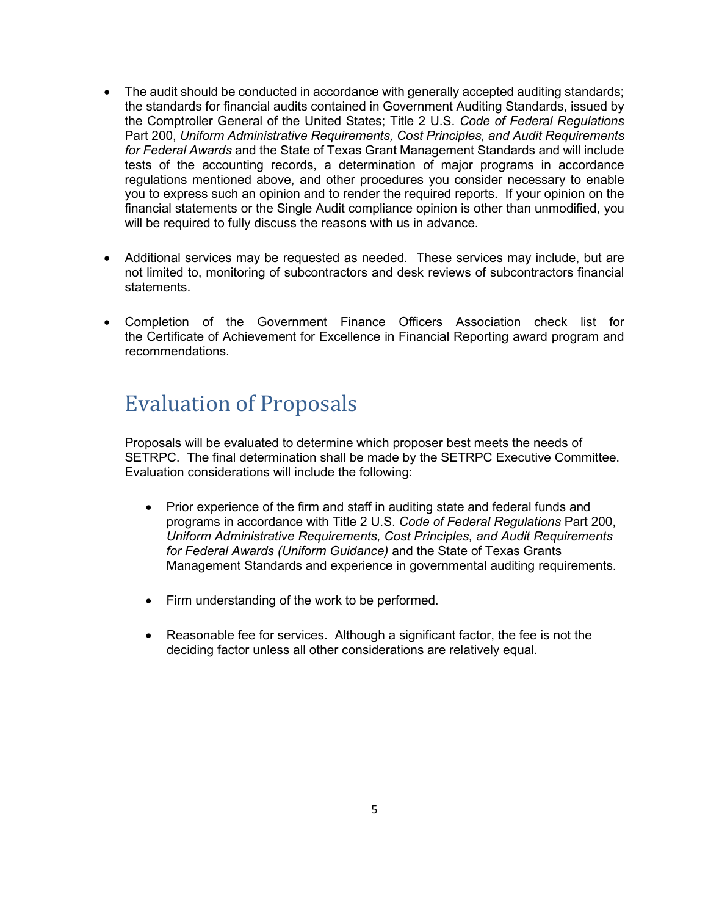- The audit should be conducted in accordance with generally accepted auditing standards; the standards for financial audits contained in Government Auditing Standards, issued by the Comptroller General of the United States; Title 2 U.S. *Code of Federal Regulations* Part 200, *Uniform Administrative Requirements, Cost Principles, and Audit Requirements for Federal Awards* and the State of Texas Grant Management Standards and will include tests of the accounting records, a determination of major programs in accordance regulations mentioned above, and other procedures you consider necessary to enable you to express such an opinion and to render the required reports. If your opinion on the financial statements or the Single Audit compliance opinion is other than unmodified, you will be required to fully discuss the reasons with us in advance.

- Additional services may be requested as needed. These services may include, but are not limited to, monitoring of subcontractors and desk reviews of subcontractors financial statements.

- Completion of the Government Finance Officers Association check list for the Certificate of Achievement for Excellence in Financial Reporting award program and recommendations.

# Evaluation of Proposals

Proposals will be evaluated to determine which proposer best meets the needs of SETRPC. The final determination shall be made by the SETRPC Executive Committee. Evaluation considerations will include the following:

- Prior experience of the firm and staff in auditing state and federal funds and programs in accordance with Title 2 U.S. *Code of Federal Regulations* Part 200, *Uniform Administrative Requirements, Cost Principles, and Audit Requirements for Federal Awards (Uniform Guidance)* and the State of Texas Grants Management Standards and experience in governmental auditing requirements.

- Firm understanding of the work to be performed.

- Reasonable fee for services. Although a significant factor, the fee is not the deciding factor unless all other considerations are relatively equal.